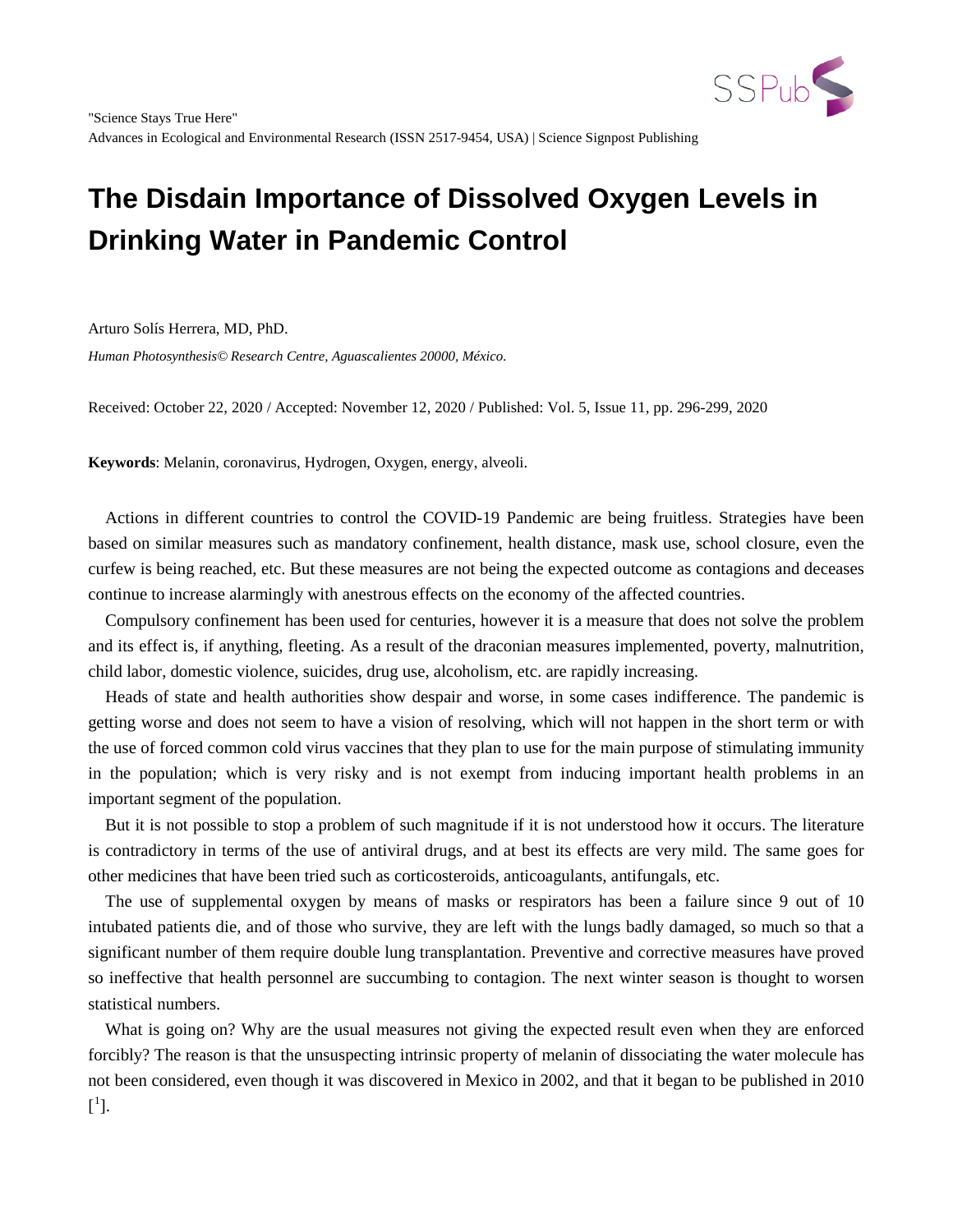"Science Stays True Here"
Advances in Ecological and Environmental Research (ISSN 2517-9454, USA) | Science Signpost Publishing

# The Disdain Importance of Dissolved Oxygen Levels in Drinking Water in Pandemic Control

Arturo Solís Herrera, MD, PhD.

*Human Photosynthesis© Research Centre, Aguascalientes 20000, México.*

Received: October 22, 2020 / Accepted: November 12, 2020 / Published: Vol. 5, Issue 11, pp. 296-299, 2020

**Keywords**: Melanin, coronavirus, Hydrogen, Oxygen, energy, alveoli.

Actions in different countries to control the COVID-19 Pandemic are being fruitless. Strategies have been based on similar measures such as mandatory confinement, health distance, mask use, school closure, even the curfew is being reached, etc. But these measures are not being the expected outcome as contagions and deceases continue to increase alarmingly with anestrous effects on the economy of the affected countries.

Compulsory confinement has been used for centuries, however it is a measure that does not solve the problem and its effect is, if anything, fleeting. As a result of the draconian measures implemented, poverty, malnutrition, child labor, domestic violence, suicides, drug use, alcoholism, etc. are rapidly increasing.

Heads of state and health authorities show despair and worse, in some cases indifference. The pandemic is getting worse and does not seem to have a vision of resolving, which will not happen in the short term or with the use of forced common cold virus vaccines that they plan to use for the main purpose of stimulating immunity in the population; which is very risky and is not exempt from inducing important health problems in an important segment of the population.

But it is not possible to stop a problem of such magnitude if it is not understood how it occurs. The literature is contradictory in terms of the use of antiviral drugs, and at best its effects are very mild. The same goes for other medicines that have been tried such as corticosteroids, anticoagulants, antifungals, etc.

The use of supplemental oxygen by means of masks or respirators has been a failure since 9 out of 10 intubated patients die, and of those who survive, they are left with the lungs badly damaged, so much so that a significant number of them require double lung transplantation. Preventive and corrective measures have proved so ineffective that health personnel are succumbing to contagion. The next winter season is thought to worsen statistical numbers.

What is going on? Why are the usual measures not giving the expected result even when they are enforced forcibly? The reason is that the unsuspecting intrinsic property of melanin of dissociating the water molecule has not been considered, even though it was discovered in Mexico in 2002, and that it began to be published in 2010 [1].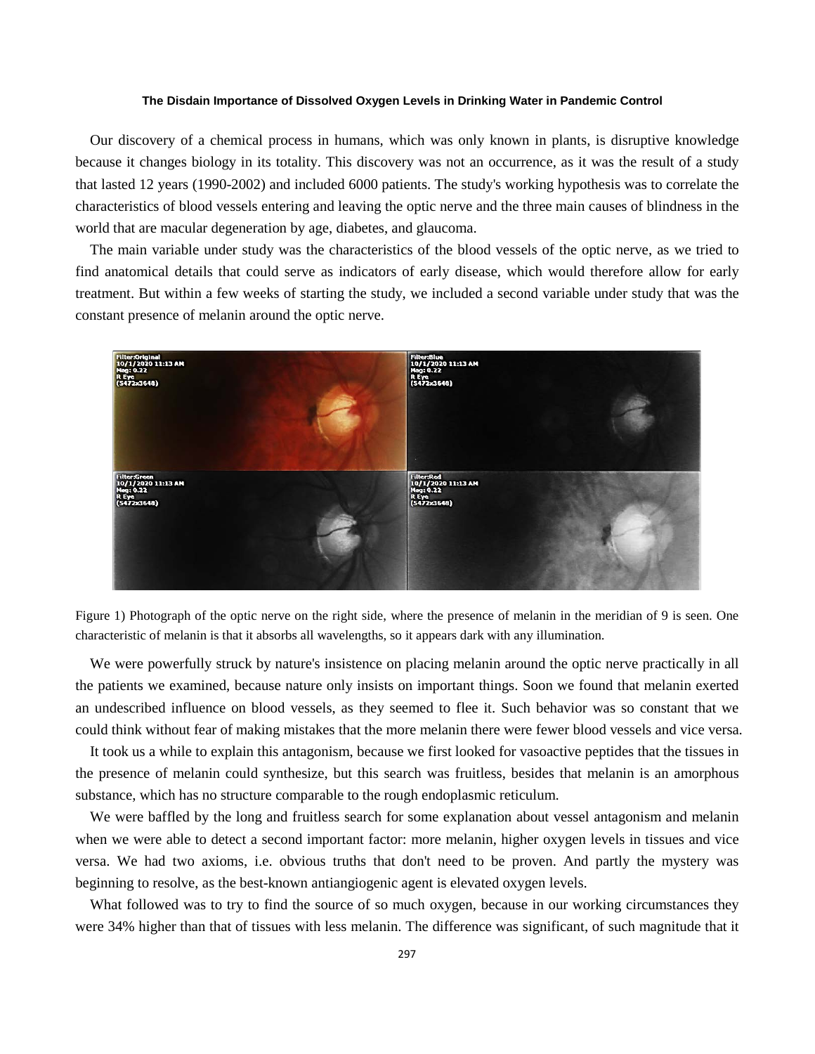### The Disdain Importance of Dissolved Oxygen Levels in Drinking Water in Pandemic Control

Our discovery of a chemical process in humans, which was only known in plants, is disruptive knowledge because it changes biology in its totality. This discovery was not an occurrence, as it was the result of a study that lasted 12 years (1990-2002) and included 6000 patients. The study's working hypothesis was to correlate the characteristics of blood vessels entering and leaving the optic nerve and the three main causes of blindness in the world that are macular degeneration by age, diabetes, and glaucoma.

The main variable under study was the characteristics of the blood vessels of the optic nerve, as we tried to find anatomical details that could serve as indicators of early disease, which would therefore allow for early treatment. But within a few weeks of starting the study, we included a second variable under study that was the constant presence of melanin around the optic nerve.

Figure 1) Photograph of the optic nerve on the right side, where the presence of melanin in the meridian of 9 is seen. One characteristic of melanin is that it absorbs all wavelengths, so it appears dark with any illumination.

We were powerfully struck by nature's insistence on placing melanin around the optic nerve practically in all the patients we examined, because nature only insists on important things. Soon we found that melanin exerted an undescribed influence on blood vessels, as they seemed to flee it. Such behavior was so constant that we could think without fear of making mistakes that the more melanin there were fewer blood vessels and vice versa.

It took us a while to explain this antagonism, because we first looked for vasoactive peptides that the tissues in the presence of melanin could synthesize, but this search was fruitless, besides that melanin is an amorphous substance, which has no structure comparable to the rough endoplasmic reticulum.

We were baffled by the long and fruitless search for some explanation about vessel antagonism and melanin when we were able to detect a second important factor: more melanin, higher oxygen levels in tissues and vice versa. We had two axioms, i.e. obvious truths that don't need to be proven. And partly the mystery was beginning to resolve, as the best-known antiangiogenic agent is elevated oxygen levels.

What followed was to try to find the source of so much oxygen, because in our working circumstances they were 34% higher than that of tissues with less melanin. The difference was significant, of such magnitude that it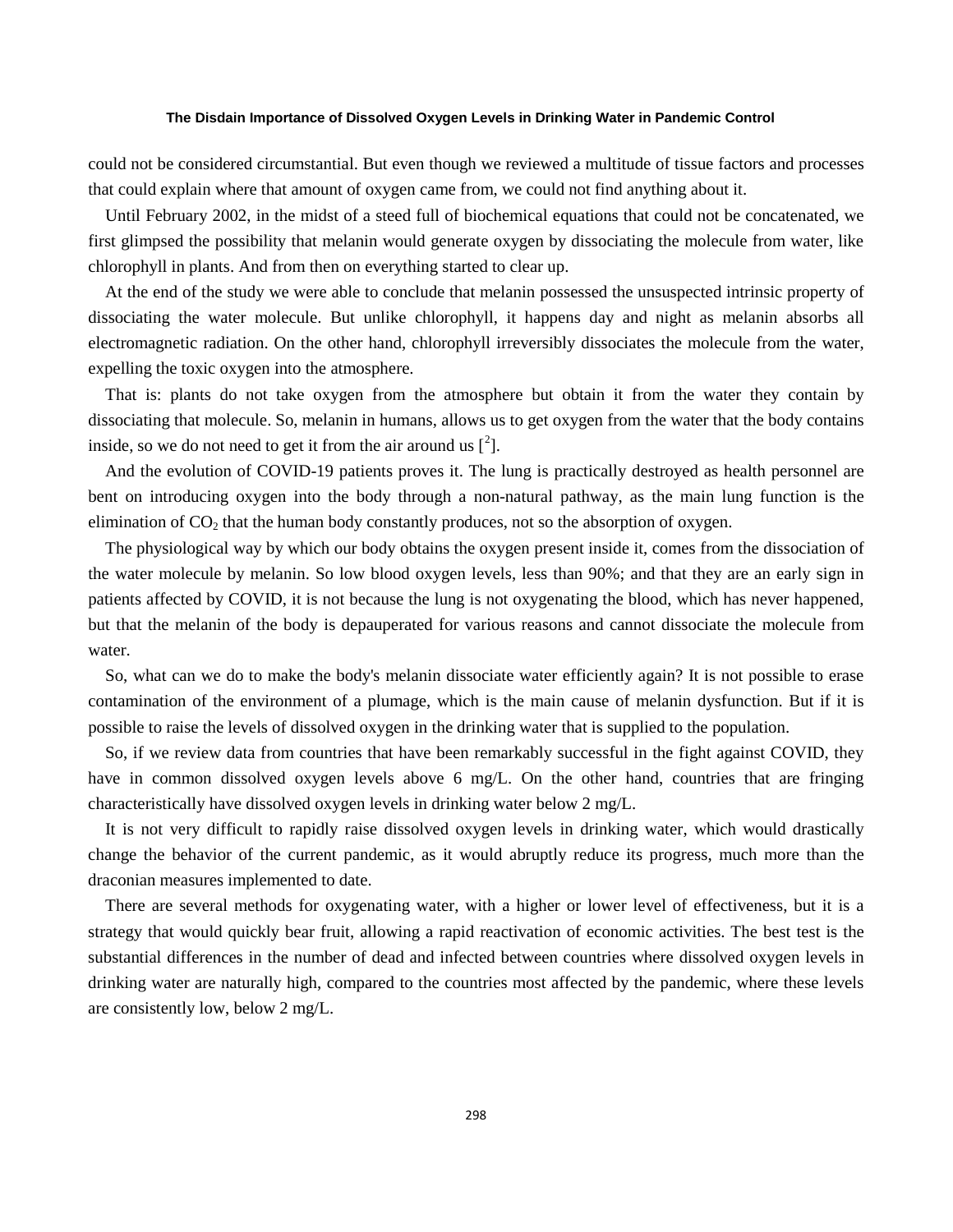could not be considered circumstantial. But even though we reviewed a multitude of tissue factors and processes that could explain where that amount of oxygen came from, we could not find anything about it.

Until February 2002, in the midst of a steed full of biochemical equations that could not be concatenated, we first glimpsed the possibility that melanin would generate oxygen by dissociating the molecule from water, like chlorophyll in plants. And from then on everything started to clear up.

At the end of the study we were able to conclude that melanin possessed the unsuspected intrinsic property of dissociating the water molecule. But unlike chlorophyll, it happens day and night as melanin absorbs all electromagnetic radiation. On the other hand, chlorophyll irreversibly dissociates the molecule from the water, expelling the toxic oxygen into the atmosphere.

That is: plants do not take oxygen from the atmosphere but obtain it from the water they contain by dissociating that molecule. So, melanin in humans, allows us to get oxygen from the water that the body contains inside, so we do not need to get it from the air around us [[2]].

And the evolution of COVID-19 patients proves it. The lung is practically destroyed as health personnel are bent on introducing oxygen into the body through a non-natural pathway, as the main lung function is the elimination of $CO_2$ that the human body constantly produces, not so the absorption of oxygen.

The physiological way by which our body obtains the oxygen present inside it, comes from the dissociation of the water molecule by melanin. So low blood oxygen levels, less than 90%; and that they are an early sign in patients affected by COVID, it is not because the lung is not oxygenating the blood, which has never happened, but that the melanin of the body is depauperated for various reasons and cannot dissociate the molecule from water.

So, what can we do to make the body's melanin dissociate water efficiently again? It is not possible to erase contamination of the environment of a plumage, which is the main cause of melanin dysfunction. But if it is possible to raise the levels of dissolved oxygen in the drinking water that is supplied to the population.

So, if we review data from countries that have been remarkably successful in the fight against COVID, they have in common dissolved oxygen levels above 6 mg/L. On the other hand, countries that are fringing characteristically have dissolved oxygen levels in drinking water below 2 mg/L.

It is not very difficult to rapidly raise dissolved oxygen levels in drinking water, which would drastically change the behavior of the current pandemic, as it would abruptly reduce its progress, much more than the draconian measures implemented to date.

There are several methods for oxygenating water, with a higher or lower level of effectiveness, but it is a strategy that would quickly bear fruit, allowing a rapid reactivation of economic activities. The best test is the substantial differences in the number of dead and infected between countries where dissolved oxygen levels in drinking water are naturally high, compared to the countries most affected by the pandemic, where these levels are consistently low, below 2 mg/L.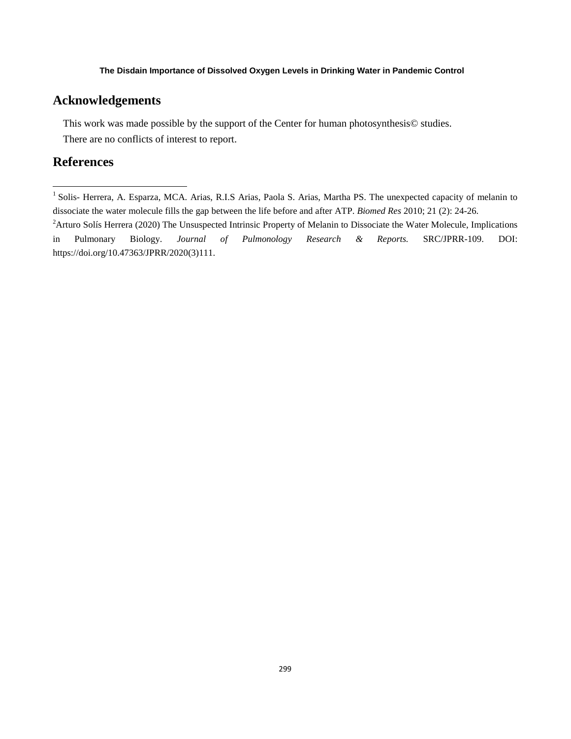## Acknowledgements

This work was made possible by the support of the Center for human photosynthesis© studies.

There are no conflicts of interest to report.

## References

[1] Solis- Herrera, A. Esparza, MCA. Arias, R.I.S Arias, Paola S. Arias, Martha PS. The unexpected capacity of melanin to dissociate the water molecule fills the gap between the life before and after ATP. *Biomed Res* 2010; 21 (2): 24-26.

[2] Arturo Solís Herrera (2020) The Unsuspected Intrinsic Property of Melanin to Dissociate the Water Molecule, Implications in Pulmonary Biology. *Journal of Pulmonology Research & Reports.* SRC/JPRR-109. DOI: https://doi.org/10.47363/JPRR/2020(3)111.